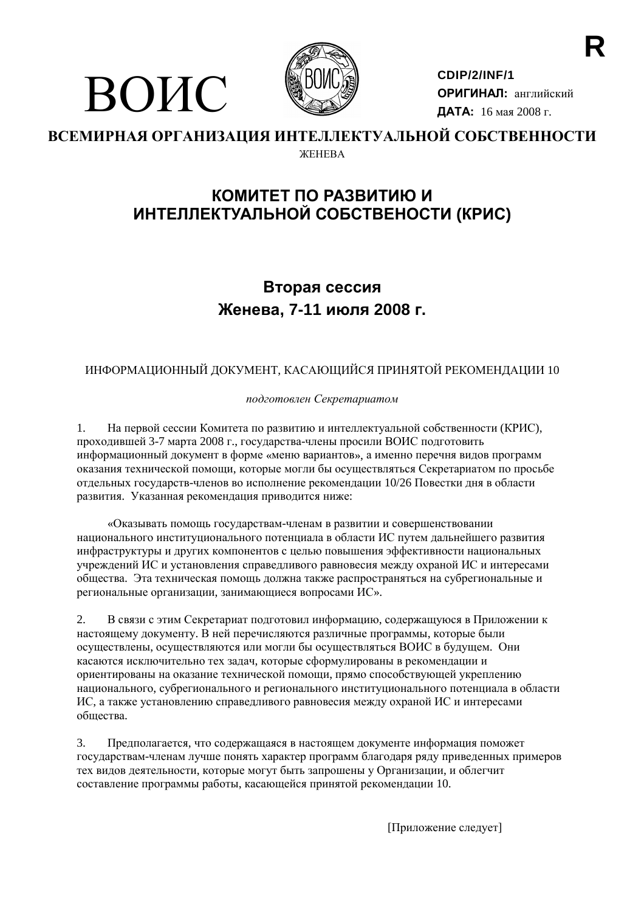R

# ВОИС

**CDIP/2/INF/1**
**ОРИГИНАЛ:** английский
**ДАТА:** 16 мая 2008 г.

**ВСЕМИРНАЯ ОРГАНИЗАЦИЯ ИНТЕЛЛЕКТУАЛЬНОЙ СОБСТВЕННОСТИ**

ЖЕНЕВА

## КОМИТЕТ ПО РАЗВИТИЮ И ИНТЕЛЛЕКТУАЛЬНОЙ СОБСТВЕНОСТИ (КРИС)

## Вторая сессия
## Женева, 7-11 июля 2008 г.

ИНФОРМАЦИОННЫЙ ДОКУМЕНТ, КАСАЮЩИЙСЯ ПРИНЯТОЙ РЕКОМЕНДАЦИИ 10

*подготовлен Секретариатом*

1. На первой сессии Комитета по развитию и интеллектуальной собственности (КРИС), проходившей 3-7 марта 2008 г., государства-члены просили ВОИС подготовить информационный документ в форме «меню вариантов», а именно перечня видов программ оказания технической помощи, которые могли бы осуществляться Секретариатом по просьбе отдельных государств-членов во исполнение рекомендации 10/26 Повестки дня в области развития. Указанная рекомендация приводится ниже:

«Оказывать помощь государствам-членам в развитии и совершенствовании национального институционального потенциала в области ИС путем дальнейшего развития инфраструктуры и других компонентов с целью повышения эффективности национальных учреждений ИС и установления справедливого равновесия между охраной ИС и интересами общества. Эта техническая помощь должна также распространяться на субрегиональные и региональные организации, занимающиеся вопросами ИС».

2. В связи с этим Секретариат подготовил информацию, содержащуюся в Приложении к настоящему документу. В ней перечисляются различные программы, которые были осуществлены, осуществляются или могли бы осуществляться ВОИС в будущем. Они касаются исключительно тех задач, которые сформулированы в рекомендации и ориентированы на оказание технической помощи, прямо способствующей укреплению национального, субрегионального и регионального институционального потенциала в области ИС, а также установлению справедливого равновесия между охраной ИС и интересами общества.

3. Предполагается, что содержащаяся в настоящем документе информация поможет государствам-членам лучше понять характер программ благодаря ряду приведенных примеров тех видов деятельности, которые могут быть запрошены у Организации, и облегчит составление программы работы, касающейся принятой рекомендации 10.

[Приложение следует]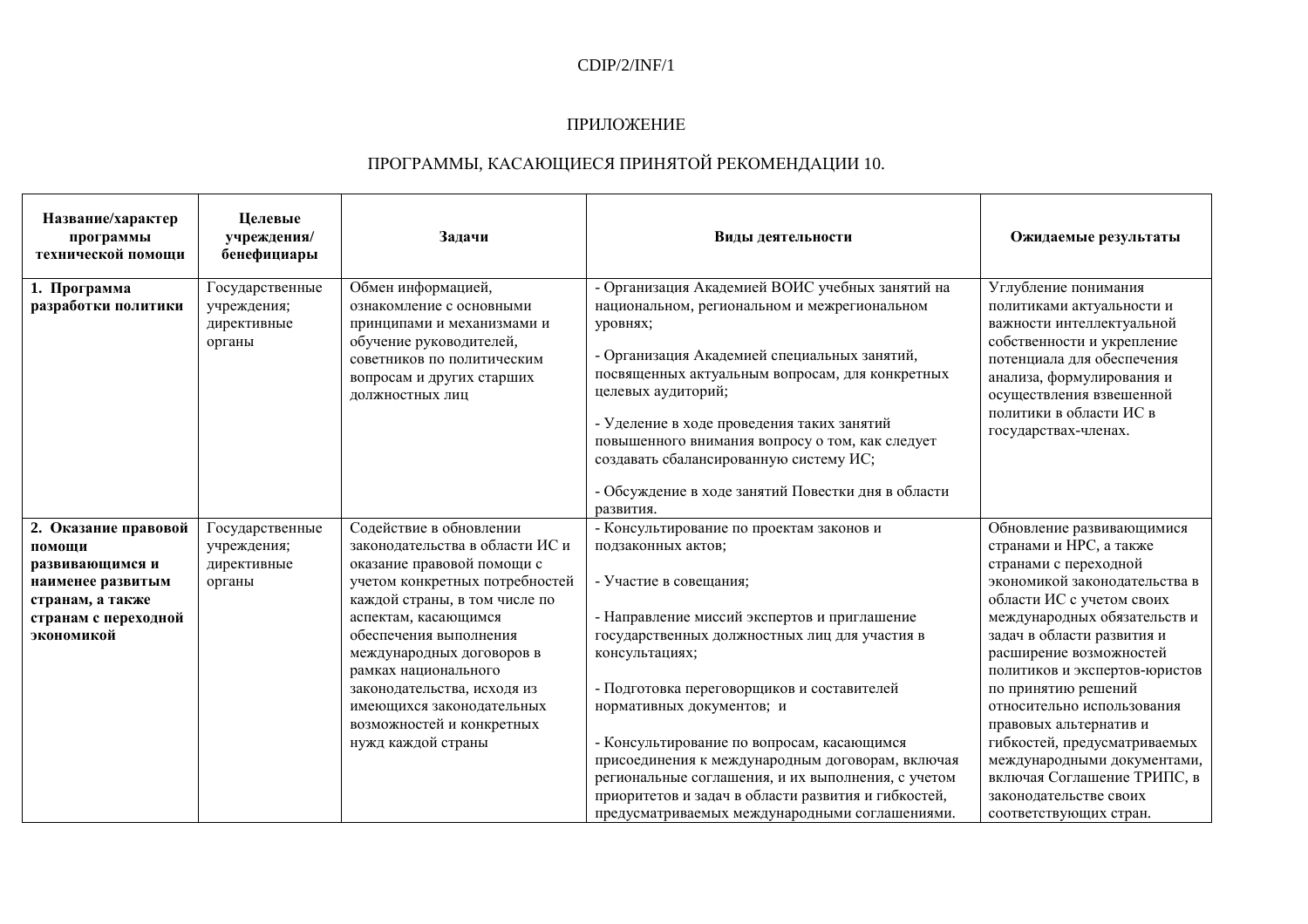CDIP/2/INF/1

ПРИЛОЖЕНИЕ

ПРОГРАММЫ, КАСАЮЩИЕСЯ ПРИНЯТОЙ РЕКОМЕНДАЦИИ 10.

| Название/характер программы технической помощи | Целевые учреждения/ бенефициары | Задачи | Виды деятельности | Ожидаемые результаты |
|---|---|---|---|---|
| **1. Программа разработки политики** | Государственные учреждения; директивные органы | Обмен информацией, ознакомление с основными принципами и механизмами и обучение руководителей, советников по политическим вопросам и других старших должностных лиц | - Организация Академией ВОИС учебных занятий на национальном, региональном и межрегиональном уровнях;<br><br>- Организация Академией специальных занятий, посвященных актуальным вопросам, для конкретных целевых аудиторий;<br><br>- Уделение в ходе проведения таких занятий повышенного внимания вопросу о том, как следует создавать сбалансированную систему ИС;<br><br>- Обсуждение в ходе занятий Повестки дня в области развития. | Углубление понимания политиками актуальности и важности интеллектуальной собственности и укрепление потенциала для обеспечения анализа, формулирования и осуществления взвешенной политики в области ИС в государствах-членах. |
| **2. Оказание правовой помощи развивающимся и наименее развитым странам, а также странам с переходной экономикой** | Государственные учреждения; директивные органы | Содействие в обновлении законодательства в области ИС и оказание правовой помощи с учетом конкретных потребностей каждой страны, в том числе по аспектам, касающимся обеспечения выполнения международных договоров в рамках национального законодательства, исходя из имеющихся законодательных возможностей и конкретных нужд каждой страны | - Консультирование по проектам законов и подзаконных актов;<br><br>- Участие в совещания;<br><br>- Направление миссий экспертов и приглашение государственных должностных лиц для участия в консультациях;<br><br>- Подготовка переговорщиков и составителей нормативных документов; и<br><br>- Консультирование по вопросам, касающимся присоединения к международным договорам, включая региональные соглашения, и их выполнения, с учетом приоритетов и задач в области развития и гибкостей, предусматриваемых международными соглашениями. | Обновление развивающимися странами и НРС, а также странами с переходной экономикой законодательства в области ИС с учетом своих международных обязательств и задач в области развития и расширение возможностей политиков и экспертов-юристов по принятию решений относительно использования правовых альтернатив и гибкостей, предусматриваемых международными документами, включая Соглашение ТРИПС, в законодательстве своих соответствующих стран. |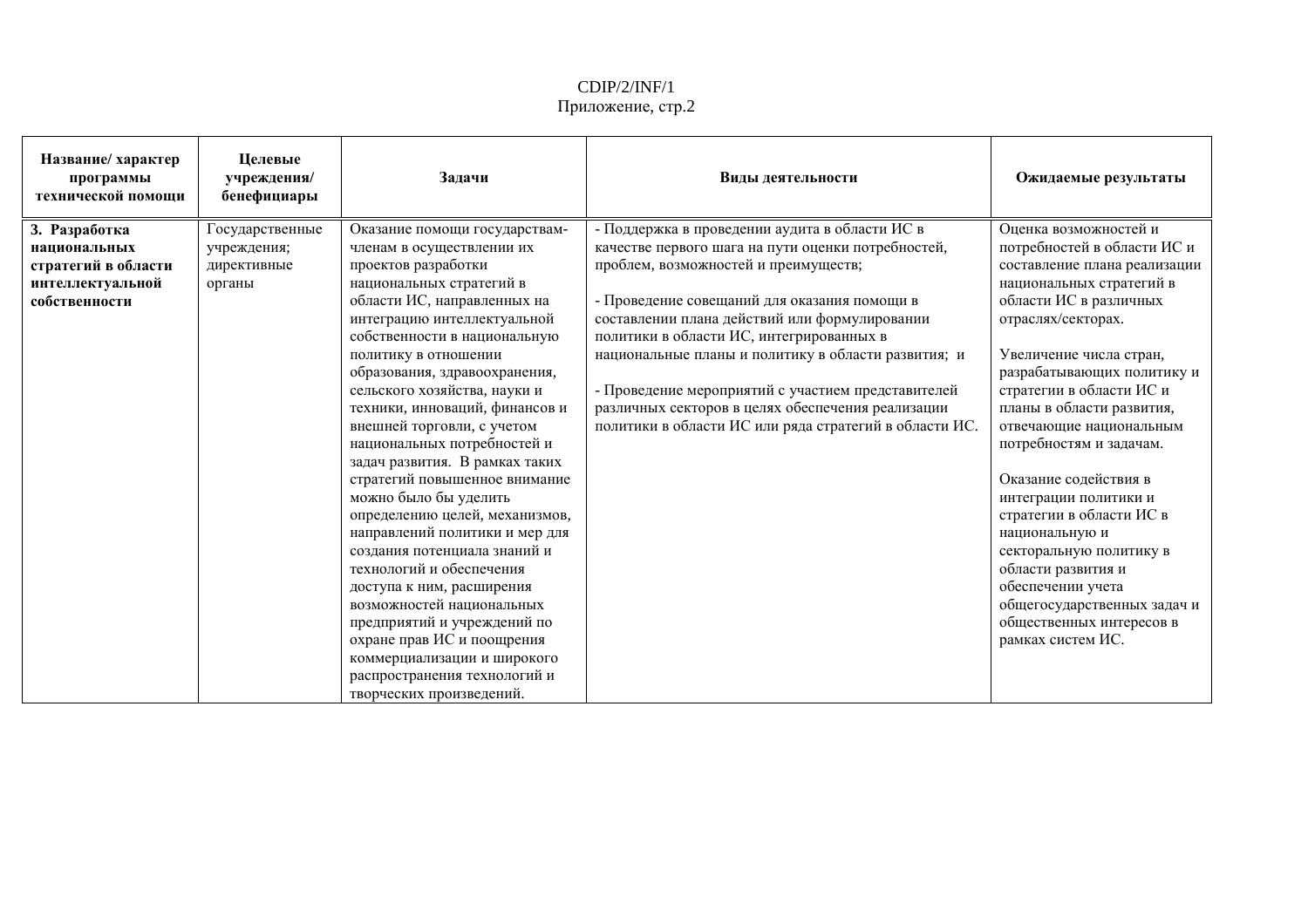| Название/ характер программы технической помощи | Целевые учреждения/ бенефициары | Задачи | Виды деятельности | Ожидаемые результаты |
|---|---|---|---|---|
| **3. Разработка национальных стратегий в области интеллектуальной собственности** | Государственные учреждения; директивные органы | Оказание помощи государствам-членам в осуществлении их проектов разработки национальных стратегий в области ИС, направленных на интеграцию интеллектуальной собственности в национальную политику в отношении образования, здравоохранения, сельского хозяйства, науки и техники, инноваций, финансов и внешней торговли, с учетом национальных потребностей и задач развития. В рамках таких стратегий повышенное внимание можно было бы уделить определению целей, механизмов, направлений политики и мер для создания потенциала знаний и технологий и обеспечения доступа к ним, расширения возможностей национальных предприятий и учреждений по охране прав ИС и поощрения коммерциализации и широкого распространения технологий и творческих произведений. | - Поддержка в проведении аудита в области ИС в качестве первого шага на пути оценки потребностей, проблем, возможностей и преимуществ;<br><br>- Проведение совещаний для оказания помощи в составлении плана действий или формулировании политики в области ИС, интегрированных в национальные планы и политику в области развития; и<br><br>- Проведение мероприятий с участием представителей различных секторов в целях обеспечения реализации политики в области ИС или ряда стратегий в области ИС. | Оценка возможностей и потребностей в области ИС и составление плана реализации национальных стратегий в области ИС в различных отраслях/секторах.<br><br>Увеличение числа стран, разрабатывающих политику и стратегии в области ИС и планы в области развития, отвечающие национальным потребностям и задачам.<br><br>Оказание содействия в интеграции политики и стратегии в области ИС в национальную и секторальную политику в области развития и обеспечении учета общегосударственных задач и общественных интересов в рамках систем ИС. |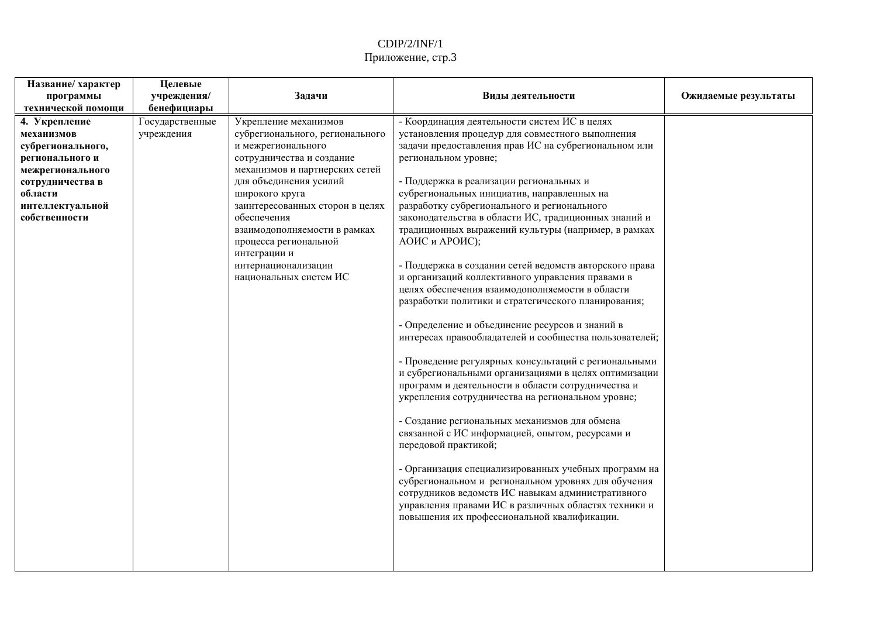| Название/ характер программы технической помощи | Целевые учреждения/ бенефициары | Задачи | Виды деятельности | Ожидаемые результаты |
|---|---|---|---|---|
| **4. Укрепление механизмов субрегионального, регионального и межрегионального сотрудничества в области интеллектуальной собственности** | Государственные учреждения | Укрепление механизмов субрегионального, регионального и межрегионального сотрудничества и создание механизмов и партнерских сетей для объединения усилий широкого круга заинтересованных сторон в целях обеспечения взаимодополняемости в рамках процесса региональной интеграции и интернационализации национальных систем ИС | - Координация деятельности систем ИС в целях установления процедур для совместного выполнения задачи предоставления прав ИС на субрегиональном или региональном уровне;<br><br>- Поддержка в реализации региональных и субрегиональных инициатив, направленных на разработку субрегионального и регионального законодательства в области ИС, традиционных знаний и традиционных выражений культуры (например, в рамках АОИС и АРОИС);<br><br>- Поддержка в создании сетей ведомств авторского права и организаций коллективного управления правами в целях обеспечения взаимодополняемости в области разработки политики и стратегического планирования;<br><br>- Определение и объединение ресурсов и знаний в интересах правообладателей и сообщества пользователей;<br><br>- Проведение регулярных консультаций с региональными и субрегиональными организациями в целях оптимизации программ и деятельности в области сотрудничества и укрепления сотрудничества на региональном уровне;<br><br>- Создание региональных механизмов для обмена связанной с ИС информацией, опытом, ресурсами и передовой практикой;<br><br>- Организация специализированных учебных программ на субрегиональном и региональном уровнях для обучения сотрудников ведомств ИС навыкам административного управления правами ИС в различных областях техники и повышения их профессиональной квалификации. | |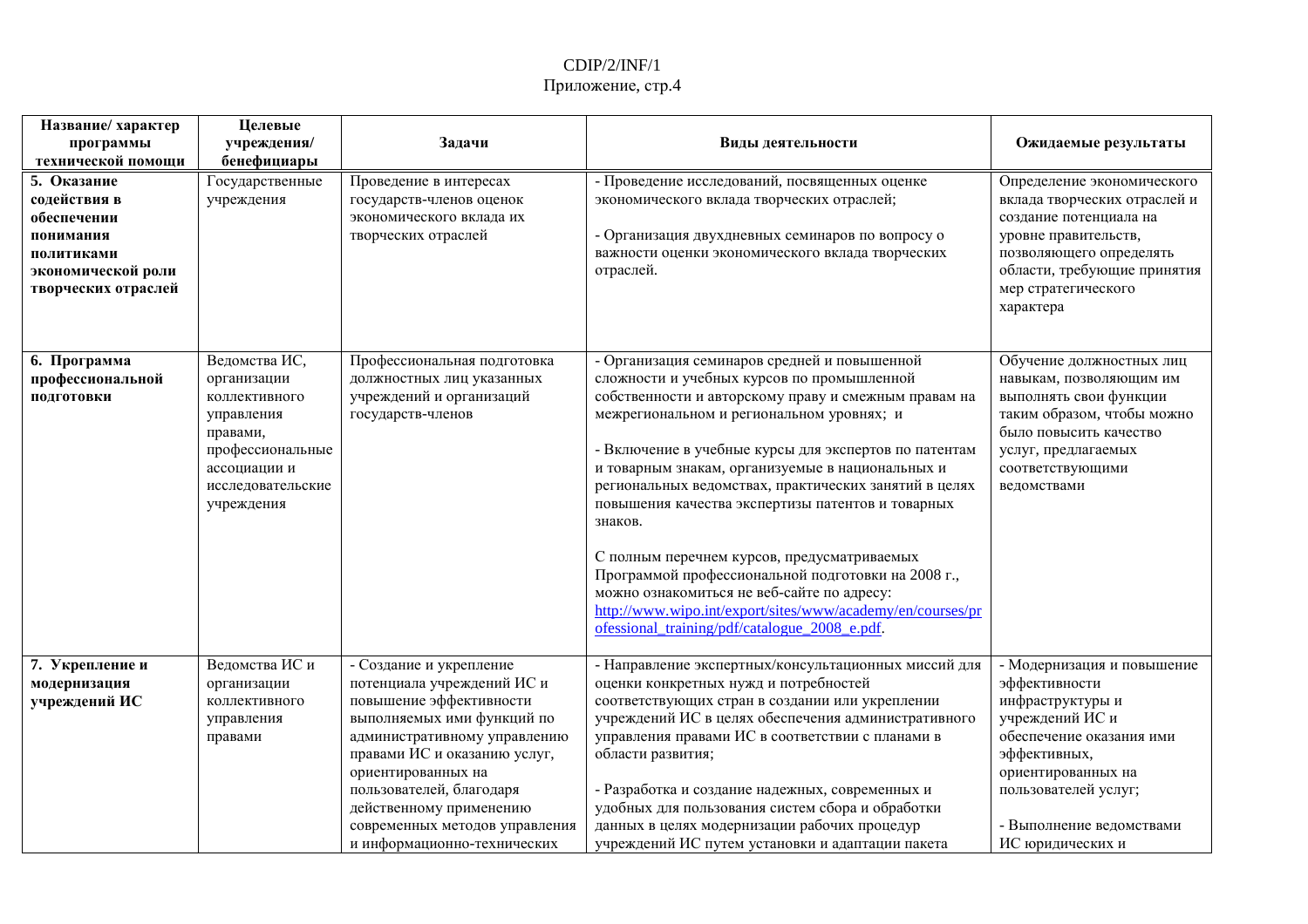| Название/ характер программы технической помощи | Целевые учреждения/ бенефициары | Задачи | Виды деятельности | Ожидаемые результаты |
|---|---|---|---|---|
| **5. Оказание содействия в обеспечении понимания политиками экономической роли творческих отраслей** | Государственные учреждения | Проведение в интересах государств-членов оценок экономического вклада их творческих отраслей | - Проведение исследований, посвященных оценке экономического вклада творческих отраслей;<br><br>- Организация двухдневных семинаров по вопросу о важности оценки экономического вклада творческих отраслей. | Определение экономического вклада творческих отраслей и создание потенциала на уровне правительств, позволяющего определять области, требующие принятия мер стратегического характера |
| **6. Программа профессиональной подготовки** | Ведомства ИС, организации коллективного управления правами, профессиональные ассоциации и исследовательские учреждения | Профессиональная подготовка должностных лиц указанных учреждений и организаций государств-членов | - Организация семинаров средней и повышенной сложности и учебных курсов по промышленной собственности и авторскому праву и смежным правам на межрегиональном и региональном уровнях; и<br><br>- Включение в учебные курсы для экспертов по патентам и товарным знакам, организуемые в национальных и региональных ведомствах, практических занятий в целях повышения качества экспертизы патентов и товарных знаков.<br><br>С полным перечнем курсов, предусматриваемых Программой профессиональной подготовки на 2008 г., можно ознакомиться не веб-сайте по адресу: http://www.wipo.int/export/sites/www/academy/en/courses/professional_training/pdf/catalogue_2008_e.pdf. | Обучение должностных лиц навыкам, позволяющим им выполнять свои функции таким образом, чтобы можно было повысить качество услуг, предлагаемых соответствующими ведомствами |
| **7. Укрепление и модернизация учреждений ИС** | Ведомства ИС и организации коллективного управления правами | - Создание и укрепление потенциала учреждений ИС и повышение эффективности выполняемых ими функций по административному управлению правами ИС и оказанию услуг, ориентированных на пользователей, благодаря действенному применению современных методов управления и информационно-технических | - Направление экспертных/консультационных миссий для оценки конкретных нужд и потребностей соответствующих стран в создании или укреплении учреждений ИС в целях обеспечения административного управления правами ИС в соответствии с планами в области развития;<br><br>- Разработка и создание надежных, современных и удобных для пользования систем сбора и обработки данных в целях модернизации рабочих процедур учреждений ИС путем установки и адаптации пакета | - Модернизация и повышение эффективности инфраструктуры и учреждений ИС и обеспечение оказания ими эффективных, ориентированных на пользователей услуг;<br><br>- Выполнение ведомствами ИС юридических и |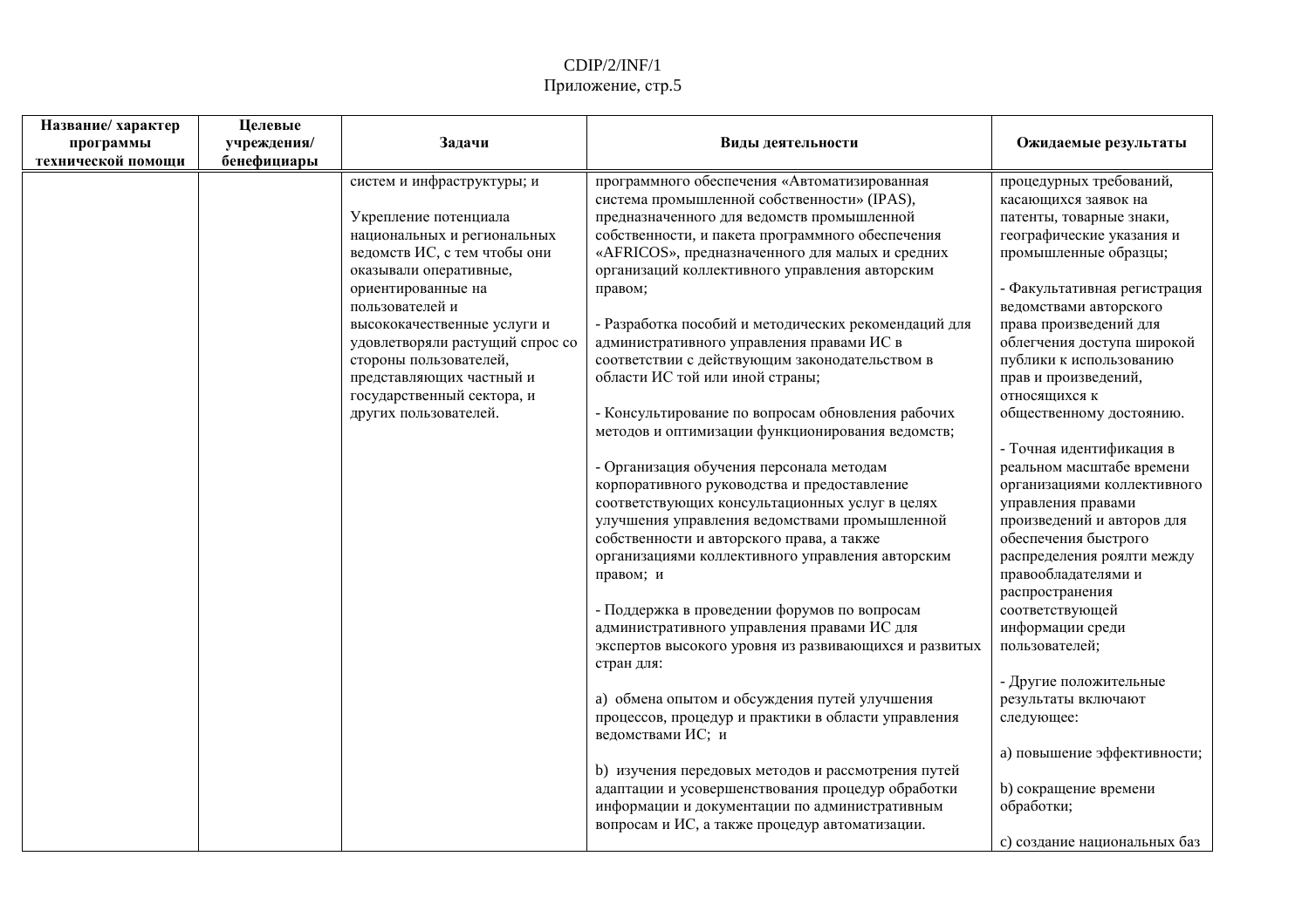| Название/ характер программы технической помощи | Целевые учреждения/ бенефициары | Задачи | Виды деятельности | Ожидаемые результаты |
|---|---|---|---|---|
| | | систем и инфраструктуры; и<br><br>Укрепление потенциала национальных и региональных ведомств ИС, с тем чтобы они оказывали оперативные, ориентированные на пользователей и высококачественные услуги и удовлетворяли растущий спрос со стороны пользователей, представляющих частный и государственный сектора, и других пользователей. | программного обеспечения «Автоматизированная система промышленной собственности» (IPAS), предназначенного для ведомств промышленной собственности, и пакета программного обеспечения «AFRICOS», предназначенного для малых и средних организаций коллективного управления авторским правом;<br><br>- Разработка пособий и методических рекомендаций для административного управления правами ИС в соответствии с действующим законодательством в области ИС той или иной страны;<br><br>- Консультирование по вопросам обновления рабочих методов и оптимизации функционирования ведомств;<br><br>- Организация обучения персонала методам корпоративного руководства и предоставление соответствующих консультационных услуг в целях улучшения управления ведомствами промышленной собственности и авторского права, а также организациями коллективного управления авторским правом; и<br><br>- Поддержка в проведении форумов по вопросам административного управления правами ИС для экспертов высокого уровня из развивающихся и развитых стран для:<br><br>a) обмена опытом и обсуждения путей улучшения процессов, процедур и практики в области управления ведомствами ИС; и<br><br>b) изучения передовых методов и рассмотрения путей адаптации и усовершенствования процедур обработки информации и документации по административным вопросам и ИС, а также процедур автоматизации. | процедурных требований, касающихся заявок на патенты, товарные знаки, географические указания и промышленные образцы;<br><br>- Факультативная регистрация ведомствами авторского права произведений для облегчения доступа широкой публики к использованию прав и произведений, относящихся к общественному достоянию.<br><br>- Точная идентификация в реальном масштабе времени организациями коллективного управления правами произведений и авторов для обеспечения быстрого распределения роялти между правообладателями и распространения соответствующей информации среди пользователей;<br><br>- Другие положительные результаты включают следующее:<br><br>a) повышение эффективности;<br><br>b) сокращение времени обработки;<br><br>c) создание национальных баз |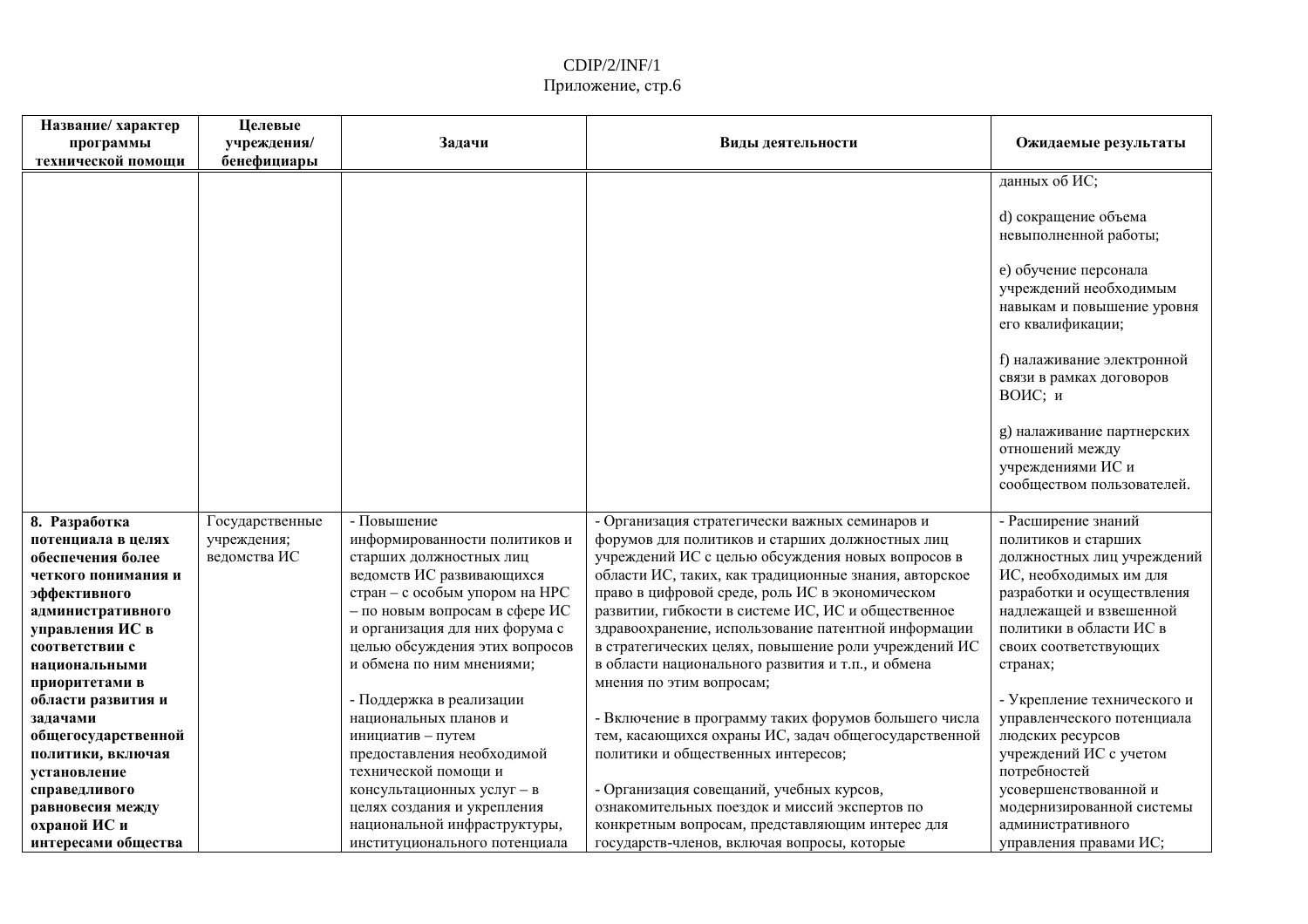| Название/ характер программы технической помощи | Целевые учреждения/ бенефициары | Задачи | Виды деятельности | Ожидаемые результаты |
| --- | --- | --- | --- | --- |
| | | | | данных об ИС;<br><br>d) сокращение объема невыполненной работы;<br><br>e) обучение персонала учреждений необходимым навыкам и повышение уровня его квалификации;<br><br>f) налаживание электронной связи в рамках договоров ВОИС; и<br><br>g) налаживание партнерских отношений между учреждениями ИС и сообществом пользователей. |
| **8. Разработка потенциала в целях обеспечения более четкого понимания и эффективного административного управления ИС в соответствии с национальными приоритетами в области развития и задачами общегосударственной политики, включая установление справедливого равновесия между охраной ИС и интересами общества** | Государственные учреждения; ведомства ИС | - Повышение информированности политиков и старших должностных лиц ведомств ИС развивающихся стран – с особым упором на НРС – по новым вопросам в сфере ИС и организация для них форума с целью обсуждения этих вопросов и обмена по ним мнениями;<br><br>- Поддержка в реализации национальных планов и инициатив – путем предоставления необходимой технической помощи и консультационных услуг – в целях создания и укрепления национальной инфраструктуры, институционального потенциала | - Организация стратегически важных семинаров и форумов для политиков и старших должностных лиц учреждений ИС с целью обсуждения новых вопросов в области ИС, таких, как традиционные знания, авторское право в цифровой среде, роль ИС в экономическом развитии, гибкости в системе ИС, ИС и общественное здравоохранение, использование патентной информации в стратегических целях, повышение роли учреждений ИС в области национального развития и т.п., и обмена мнения по этим вопросам;<br><br>- Включение в программу таких форумов большего числа тем, касающихся охраны ИС, задач общегосударственной политики и общественных интересов;<br><br>- Организация совещаний, учебных курсов, ознакомительных поездок и миссий экспертов по конкретным вопросам, представляющим интерес для государств-членов, включая вопросы, которые | - Расширение знаний политиков и старших должностных лиц учреждений ИС, необходимых им для разработки и осуществления надлежащей и взвешенной политики в области ИС в своих соответствующих странах;<br><br>- Укрепление технического и управленческого потенциала людских ресурсов учреждений ИС с учетом потребностей усовершенствованной и модернизированной системы административного управления правами ИС; |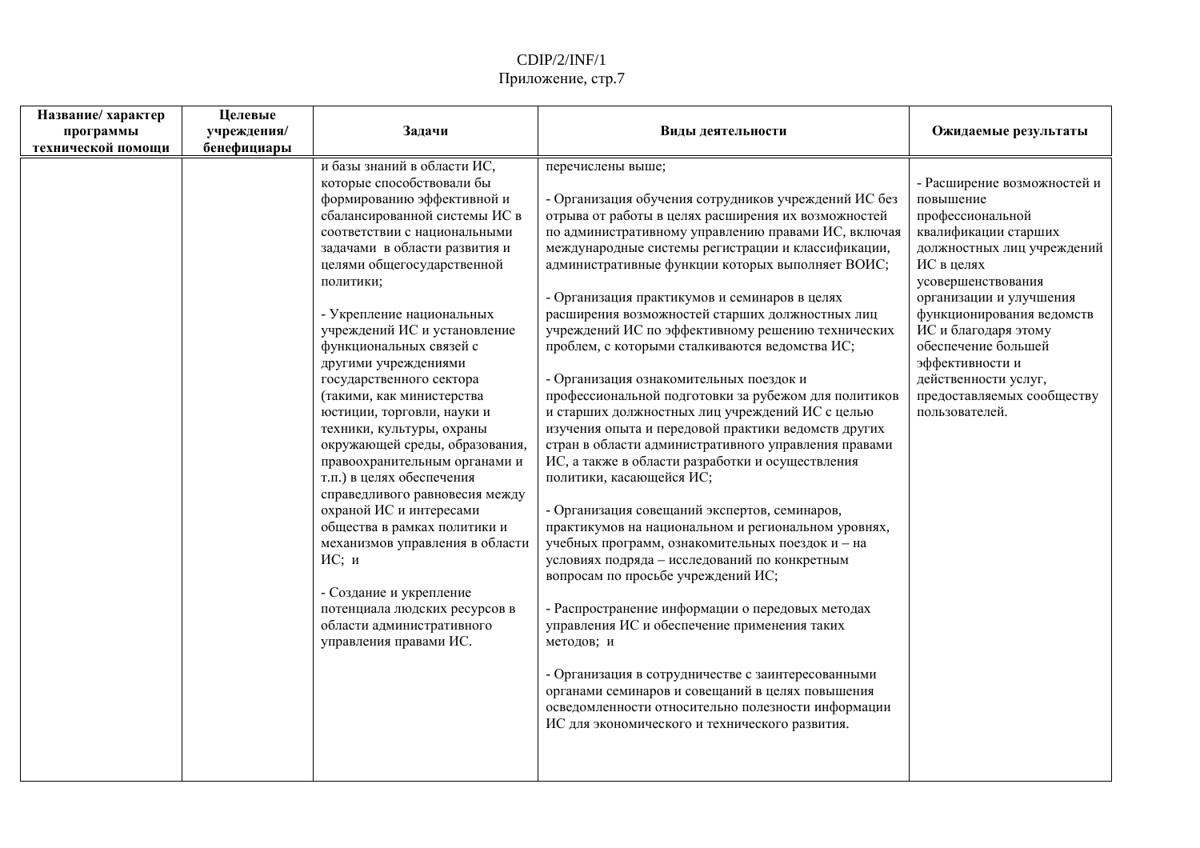| Название/ характер программы технической помощи | Целевые учреждения/ бенефициары | Задачи | Виды деятельности | Ожидаемые результаты |
|---|---|---|---|---|
| | | и базы знаний в области ИС, которые способствовали бы формированию эффективной и сбалансированной системы ИС в соответствии с национальными задачами в области развития и целями общегосударственной политики;<br><br>- Укрепление национальных учреждений ИС и установление функциональных связей с другими учреждениями государственного сектора (такими, как министерства юстиции, торговли, науки и техники, культуры, охраны окружающей среды, образования, правоохранительным органами и т.п.) в целях обеспечения справедливого равновесия между охраной ИС и интересами общества в рамках политики и механизмов управления в области ИС; и<br><br>- Создание и укрепление потенциала людских ресурсов в области административного управления правами ИС. | перечислены выше;<br><br>- Организация обучения сотрудников учреждений ИС без отрыва от работы в целях расширения их возможностей по административному управлению правами ИС, включая международные системы регистрации и классификации, административные функции которых выполняет ВОИС;<br><br>- Организация практикумов и семинаров в целях расширения возможностей старших должностных лиц учреждений ИС по эффективному решению технических проблем, с которыми сталкиваются ведомства ИС;<br><br>- Организация ознакомительных поездок и профессиональной подготовки за рубежом для политиков и старших должностных лиц учреждений ИС с целью изучения опыта и передовой практики ведомств других стран в области административного управления правами ИС, а также в области разработки и осуществления политики, касающейся ИС;<br><br>- Организация совещаний экспертов, семинаров, практикумов на национальном и региональном уровнях, учебных программ, ознакомительных поездок и – на условиях подряда – исследований по конкретным вопросам по просьбе учреждений ИС;<br><br>- Распространение информации о передовых методах управления ИС и обеспечение применения таких методов; и<br><br>- Организация в сотрудничестве с заинтересованными органами семинаров и совещаний в целях повышения осведомленности относительно полезности информации ИС для экономического и технического развития. | - Расширение возможностей и повышение профессиональной квалификации старших должностных лиц учреждений ИС в целях усовершенствования организации и улучшения функционирования ведомств ИС и благодаря этому обеспечение большей эффективности и действенности услуг, предоставляемых сообществу пользователей. |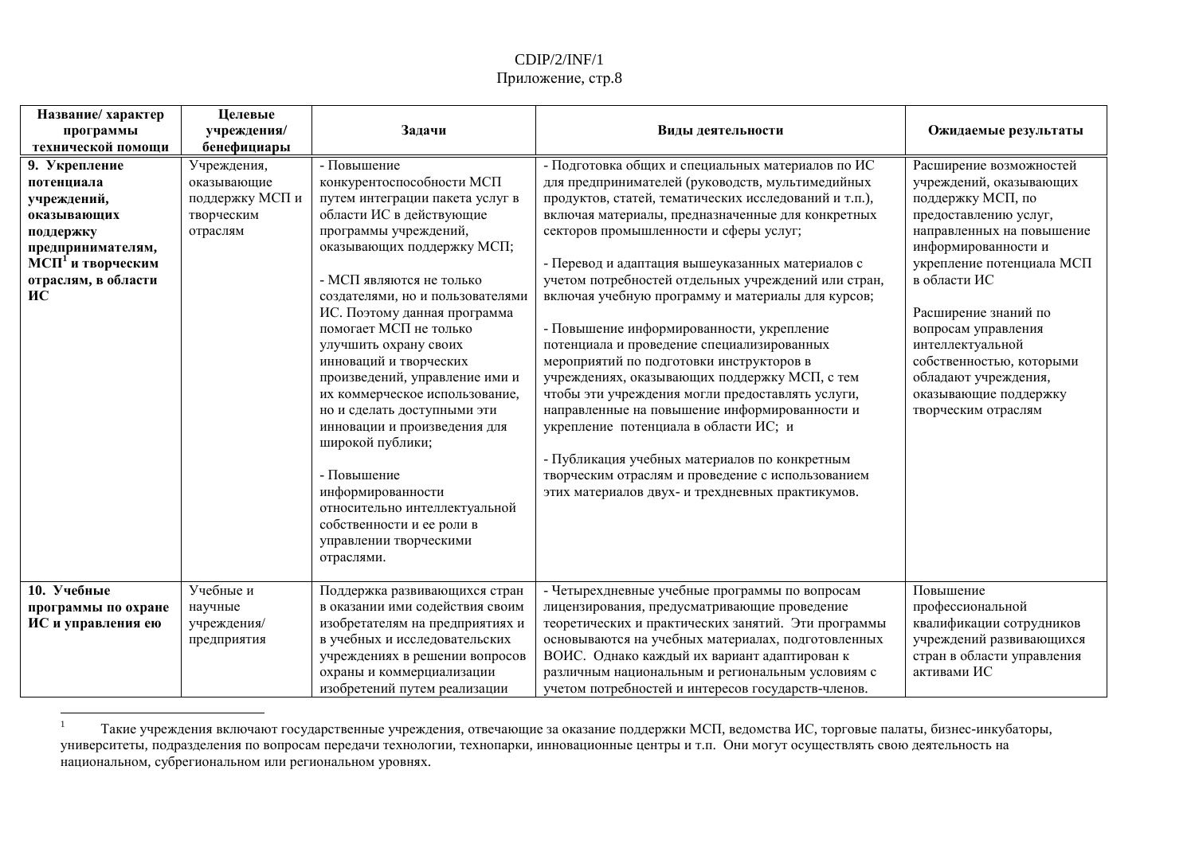| Название/ характер программы технической помощи | Целевые учреждения/ бенефициары | Задачи | Виды деятельности | Ожидаемые результаты |
|---|---|---|---|---|
| **9. Укрепление потенциала учреждений, оказывающих поддержку предпринимателям, МСП[1] и творческим отраслям, в области ИС** | Учреждения, оказывающие поддержку МСП и творческим отраслям | - Повышение конкурентоспособности МСП путем интеграции пакета услуг в области ИС в действующие программы учреждений, оказывающих поддержку МСП;<br><br>- МСП являются не только создателями, но и пользователями ИС. Поэтому данная программа помогает МСП не только улучшить охрану своих инноваций и творческих произведений, управление ими и их коммерческое использование, но и сделать доступными эти инновации и произведения для широкой публики;<br><br>- Повышение информированности относительно интеллектуальной собственности и ее роли в управлении творческими отраслями. | - Подготовка общих и специальных материалов по ИС для предпринимателей (руководств, мультимедийных продуктов, статей, тематических исследований и т.п.), включая материалы, предназначенные для конкретных секторов промышленности и сферы услуг;<br><br>- Перевод и адаптация вышеуказанных материалов с учетом потребностей отдельных учреждений или стран, включая учебную программу и материалы для курсов;<br><br>- Повышение информированности, укрепление потенциала и проведение специализированных мероприятий по подготовки инструкторов в учреждениях, оказывающих поддержку МСП, с тем чтобы эти учреждения могли предоставлять услуги, направленные на повышение информированности и укрепление потенциала в области ИС; и<br><br>- Публикация учебных материалов по конкретным творческим отраслям и проведение с использованием этих материалов двух- и трехдневных практикумов. | Расширение возможностей учреждений, оказывающих поддержку МСП, по предоставлению услуг, направленных на повышение информированности и укрепление потенциала МСП в области ИС<br><br>Расширение знаний по вопросам управления интеллектуальной собственностью, которыми обладают учреждения, оказывающие поддержку творческим отраслям |
| **10. Учебные программы по охране ИС и управления ею** | Учебные и научные учреждения/ предприятия | Поддержка развивающихся стран в оказании ими содействия своим изобретателям на предприятиях и в учебных и исследовательских учреждениях в решении вопросов охраны и коммерциализации изобретений путем реализации | - Четырехдневные учебные программы по вопросам лицензирования, предусматривающие проведение теоретических и практических занятий. Эти программы основываются на учебных материалах, подготовленных ВОИС. Однако каждый их вариант адаптирован к различным национальным и региональным условиям с учетом потребностей и интересов государств-членов. | Повышение профессиональной квалификации сотрудников учреждений развивающихся стран в области управления активами ИС |

[1] Такие учреждения включают государственные учреждения, отвечающие за оказание поддержки МСП, ведомства ИС, торговые палаты, бизнес-инкубаторы, университеты, подразделения по вопросам передачи технологии, технопарки, инновационные центры и т.п. Они могут осуществлять свою деятельность на национальном, субрегиональном или региональном уровнях.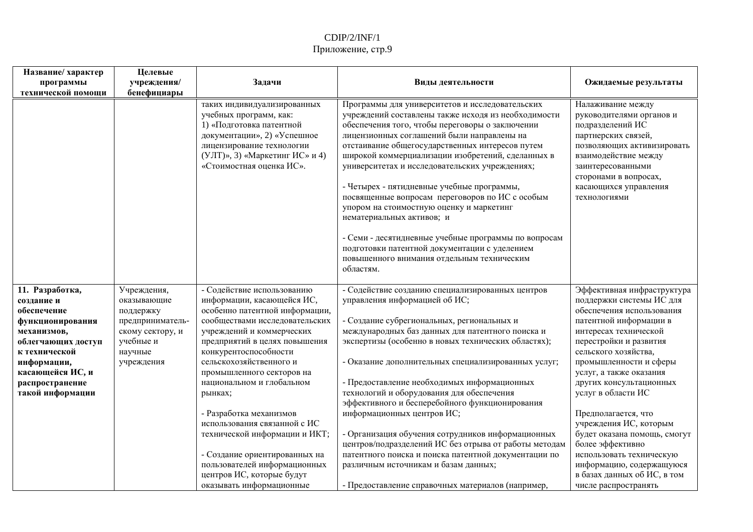| Название/ характер программы технической помощи | Целевые учреждения/ бенефициары | Задачи | Виды деятельности | Ожидаемые результаты |
|---|---|---|---|---|
| | | таких индивидуализированных учебных программ, как: 1) «Подготовка патентной документации», 2) «Успешное лицензирование технологии (УЛТ)», 3) «Маркетинг ИС» и 4) «Стоимостная оценка ИС». | Программы для университетов и исследовательских учреждений составлены также исходя из необходимости обеспечения того, чтобы переговоры о заключении лицензионных соглашений были направлены на отстаивание общегосударственных интересов путем широкой коммерциализации изобретений, сделанных в университетах и исследовательских учреждениях;<br><br>- Четырех - пятидневные учебные программы, посвященные вопросам переговоров по ИС с особым упором на стоимостную оценку и маркетинг нематериальных активов; и<br><br>- Семи - десятидневные учебные программы по вопросам подготовки патентной документации с уделением повышенного внимания отдельным техническим областям. | Налаживание между руководителями органов и подразделений ИС партнерских связей, позволяющих активизировать взаимодействие между заинтересованными сторонами в вопросах, касающихся управления технологиями |
| **11. Разработка, создание и обеспечение функционирования механизмов, облегчающих доступ к технической информации, касающейся ИС, и распространение такой информации** | Учреждения, оказывающие поддержку предприниматель-скому сектору, и учебные и научные учреждения | - Содействие использованию информации, касающейся ИС, особенно патентной информации, сообществами исследовательских учреждений и коммерческих предприятий в целях повышения конкурентоспособности сельскохозяйственного и промышленного секторов на национальном и глобальном рынках;<br><br>- Разработка механизмов использования связанной с ИС технической информации и ИКТ;<br><br>- Создание ориентированных на пользователей информационных центров ИС, которые будут оказывать информационные | - Содействие созданию специализированных центров управления информацией об ИС;<br><br>- Создание субрегиональных, региональных и международных баз данных для патентного поиска и экспертизы (особенно в новых технических областях);<br><br>- Оказание дополнительных специализированных услуг;<br><br>- Предоставление необходимых информационных технологий и оборудования для обеспечения эффективного и бесперебойного функционирования информационных центров ИС;<br><br>- Организация обучения сотрудников информационных центров/подразделений ИС без отрыва от работы методам патентного поиска и поиска патентной документации по различным источникам и базам данных;<br><br>- Предоставление справочных материалов (например, | Эффективная инфраструктура поддержки системы ИС для обеспечения использования патентной информации в интересах технической перестройки и развития сельского хозяйства, промышленности и сферы услуг, а также оказания других консультационных услуг в области ИС<br><br>Предполагается, что учреждения ИС, которым будет оказана помощь, смогут более эффективно использовать техническую информацию, содержащуюся в базах данных об ИС, в том числе распространять |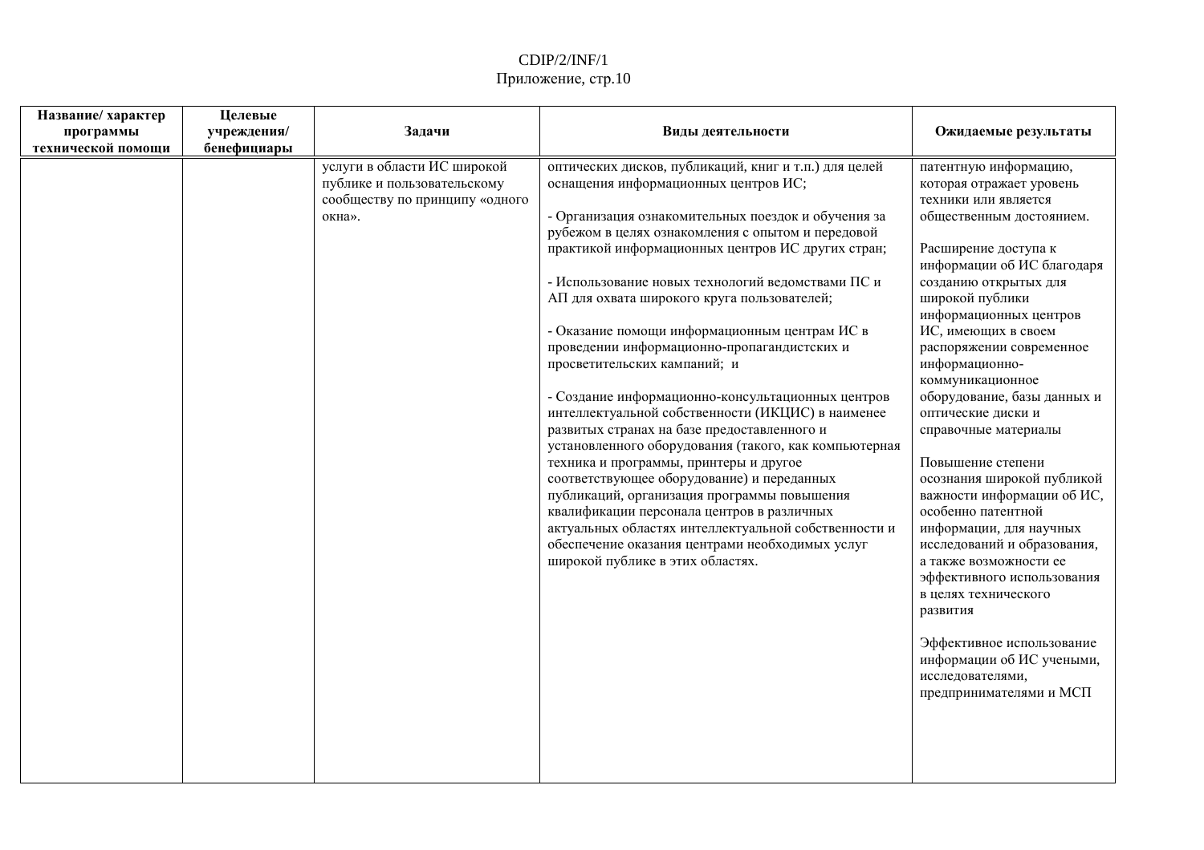| Название/ характер программы технической помощи | Целевые учреждения/ бенефициары | Задачи | Виды деятельности | Ожидаемые результаты |
|---|---|---|---|---|
| | | услуги в области ИС широкой публике и пользовательскому сообществу по принципу «одного окна». | оптических дисков, публикаций, книг и т.п.) для целей оснащения информационных центров ИС;<br><br>- Организация ознакомительных поездок и обучения за рубежом в целях ознакомления с опытом и передовой практикой информационных центров ИС других стран;<br><br>- Использование новых технологий ведомствами ПС и АП для охвата широкого круга пользователей;<br><br>- Оказание помощи информационным центрам ИС в проведении информационно-пропагандистских и просветительских кампаний; и<br><br>- Создание информационно-консультационных центров интеллектуальной собственности (ИКЦИС) в наименее развитых странах на базе предоставленного и установленного оборудования (такого, как компьютерная техника и программы, принтеры и другое соответствующее оборудование) и переданных публикаций, организация программы повышения квалификации персонала центров в различных актуальных областях интеллектуальной собственности и обеспечение оказания центрами необходимых услуг широкой публике в этих областях. | патентную информацию, которая отражает уровень техники или является общественным достоянием.<br><br>Расширение доступа к информации об ИС благодаря созданию открытых для широкой публики информационных центров ИС, имеющих в своем распоряжении современное информационно-коммуникационное оборудование, базы данных и оптические диски и справочные материалы<br><br>Повышение степени осознания широкой публикой важности информации об ИС, особенно патентной информации, для научных исследований и образования, а также возможности ее эффективного использования в целях технического развития<br><br>Эффективное использование информации об ИС учеными, исследователями, предпринимателями и МСП |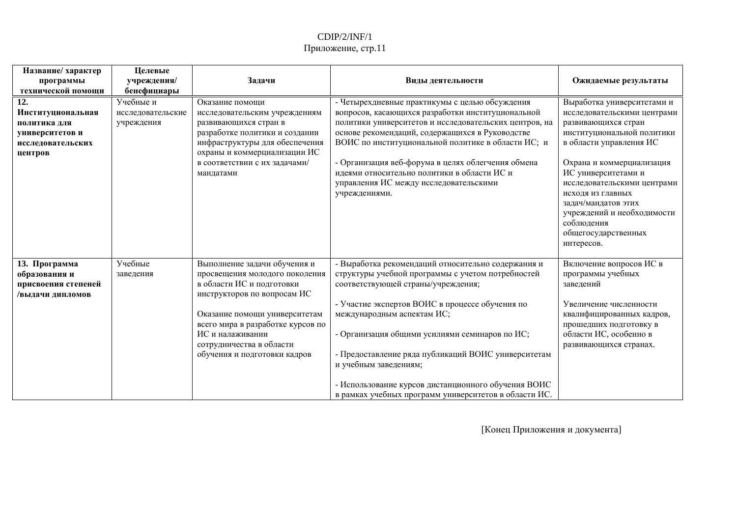| **Название/ характер программы технической помощи** | **Целевые учреждения/ бенефициары** | **Задачи** | **Виды деятельности** | **Ожидаемые результаты** |
|---|---|---|---|---|
| **12. Институциональная политика для университетов и исследовательских центров** | Учебные и исследовательские учреждения | Оказание помощи исследовательским учреждениям развивающихся стран в разработке политики и создании инфраструктуры для обеспечения охраны и коммерциализации ИС в соответствии с их задачами/ мандатами | - Четырехдневные практикумы с целью обсуждения вопросов, касающихся разработки институциональной политики университетов и исследовательских центров, на основе рекомендаций, содержащихся в Руководстве ВОИС по институциональной политике в области ИС; и<br><br>- Организация веб-форума в целях облегчения обмена идеями относительно политики в области ИС и управления ИС между исследовательскими учреждениями. | Выработка университетами и исследовательскими центрами развивающихся стран институциональной политики в области управления ИС<br><br>Охрана и коммерциализация ИС университетами и исследовательскими центрами исходя из главных задач/мандатов этих учреждений и необходимости соблюдения общегосударственных интересов. |
| **13. Программа образования и присвоения степеней /выдачи дипломов** | Учебные заведения | Выполнение задачи обучения и просвещения молодого поколения в области ИС и подготовки инструкторов по вопросам ИС<br><br>Оказание помощи университетам всего мира в разработке курсов по ИС и налаживании сотрудничества в области обучения и подготовки кадров | - Выработка рекомендаций относительно содержания и структуры учебной программы с учетом потребностей соответствующей страны/учреждения;<br><br>- Участие экспертов ВОИС в процессе обучения по международным аспектам ИС;<br><br>- Организация общими усилиями семинаров по ИС;<br><br>- Предоставление ряда публикаций ВОИС университетам и учебным заведениям;<br><br>- Использование курсов дистанционного обучения ВОИС в рамках учебных программ университетов в области ИС. | Включение вопросов ИС в программы учебных заведений<br><br>Увеличение численности квалифицированных кадров, прошедших подготовку в области ИС, особенно в развивающихся странах. |

[Конец Приложения и документа]